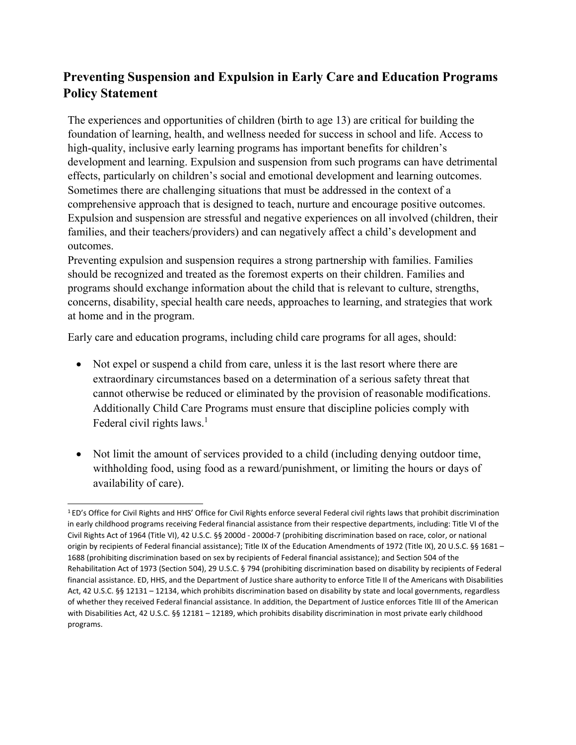## Preventing Suspension and Expulsion in Early Care and Education Programs Policy Statement

The experiences and opportunities of children (birth to age 13) are critical for building the foundation of learning, health, and wellness needed for success in school and life. Access to high-quality, inclusive early learning programs has important benefits for children's development and learning. Expulsion and suspension from such programs can have detrimental effects, particularly on children's social and emotional development and learning outcomes. Sometimes there are challenging situations that must be addressed in the context of a comprehensive approach that is designed to teach, nurture and encourage positive outcomes. Expulsion and suspension are stressful and negative experiences on all involved (children, their families, and their teachers/providers) and can negatively affect a child's development and outcomes.

Preventing expulsion and suspension requires a strong partnership with families. Families should be recognized and treated as the foremost experts on their children. Families and programs should exchange information about the child that is relevant to culture, strengths, concerns, disability, special health care needs, approaches to learning, and strategies that work at home and in the program.

Early care and education programs, including child care programs for all ages, should:

- Not expel or suspend a child from care, unless it is the last resort where there are extraordinary circumstances based on a determination of a serious safety threat that cannot otherwise be reduced or eliminated by the provision of reasonable modifications. Additionally Child Care Programs must ensure that discipline policies comply with Federal civil rights laws.[1]

- Not limit the amount of services provided to a child (including denying outdoor time, withholding food, using food as a reward/punishment, or limiting the hours or days of availability of care).

[1] ED's Office for Civil Rights and HHS' Office for Civil Rights enforce several Federal civil rights laws that prohibit discrimination in early childhood programs receiving Federal financial assistance from their respective departments, including: Title VI of the Civil Rights Act of 1964 (Title VI), 42 U.S.C. §§ 2000d - 2000d-7 (prohibiting discrimination based on race, color, or national origin by recipients of Federal financial assistance); Title IX of the Education Amendments of 1972 (Title IX), 20 U.S.C. §§ 1681 – 1688 (prohibiting discrimination based on sex by recipients of Federal financial assistance); and Section 504 of the Rehabilitation Act of 1973 (Section 504), 29 U.S.C. § 794 (prohibiting discrimination based on disability by recipients of Federal financial assistance. ED, HHS, and the Department of Justice share authority to enforce Title II of the Americans with Disabilities Act, 42 U.S.C. §§ 12131 – 12134, which prohibits discrimination based on disability by state and local governments, regardless of whether they received Federal financial assistance. In addition, the Department of Justice enforces Title III of the American with Disabilities Act, 42 U.S.C. §§ 12181 – 12189, which prohibits disability discrimination in most private early childhood programs.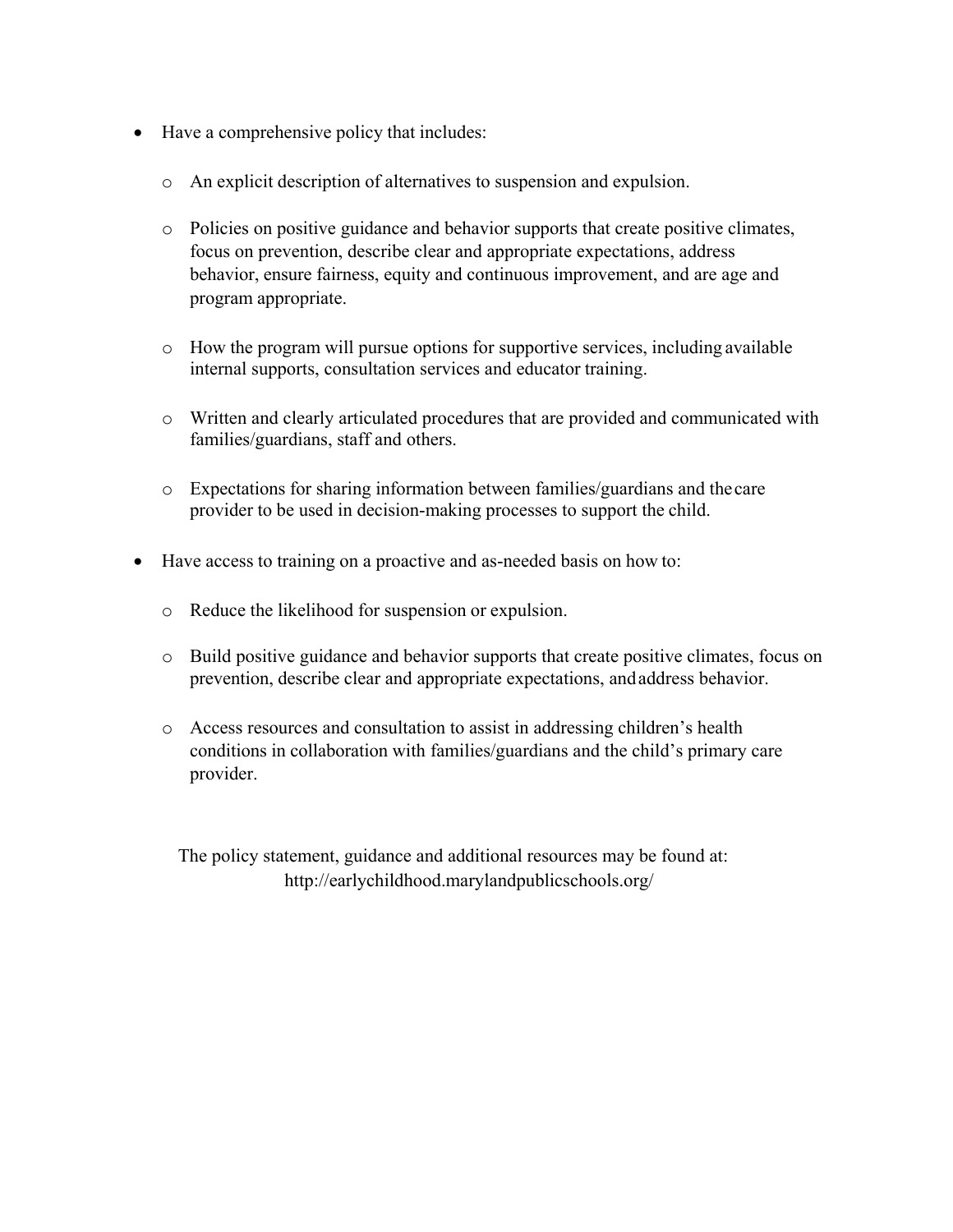- Have a comprehensive policy that includes:
  - An explicit description of alternatives to suspension and expulsion.
  - Policies on positive guidance and behavior supports that create positive climates, focus on prevention, describe clear and appropriate expectations, address behavior, ensure fairness, equity and continuous improvement, and are age and program appropriate.
  - How the program will pursue options for supportive services, including available internal supports, consultation services and educator training.
  - Written and clearly articulated procedures that are provided and communicated with families/guardians, staff and others.
  - Expectations for sharing information between families/guardians and the care provider to be used in decision-making processes to support the child.
- Have access to training on a proactive and as-needed basis on how to:
  - Reduce the likelihood for suspension or expulsion.
  - Build positive guidance and behavior supports that create positive climates, focus on prevention, describe clear and appropriate expectations, and address behavior.
  - Access resources and consultation to assist in addressing children's health conditions in collaboration with families/guardians and the child's primary care provider.

The policy statement, guidance and additional resources may be found at:
http://earlychildhood.marylandpublicschools.org/